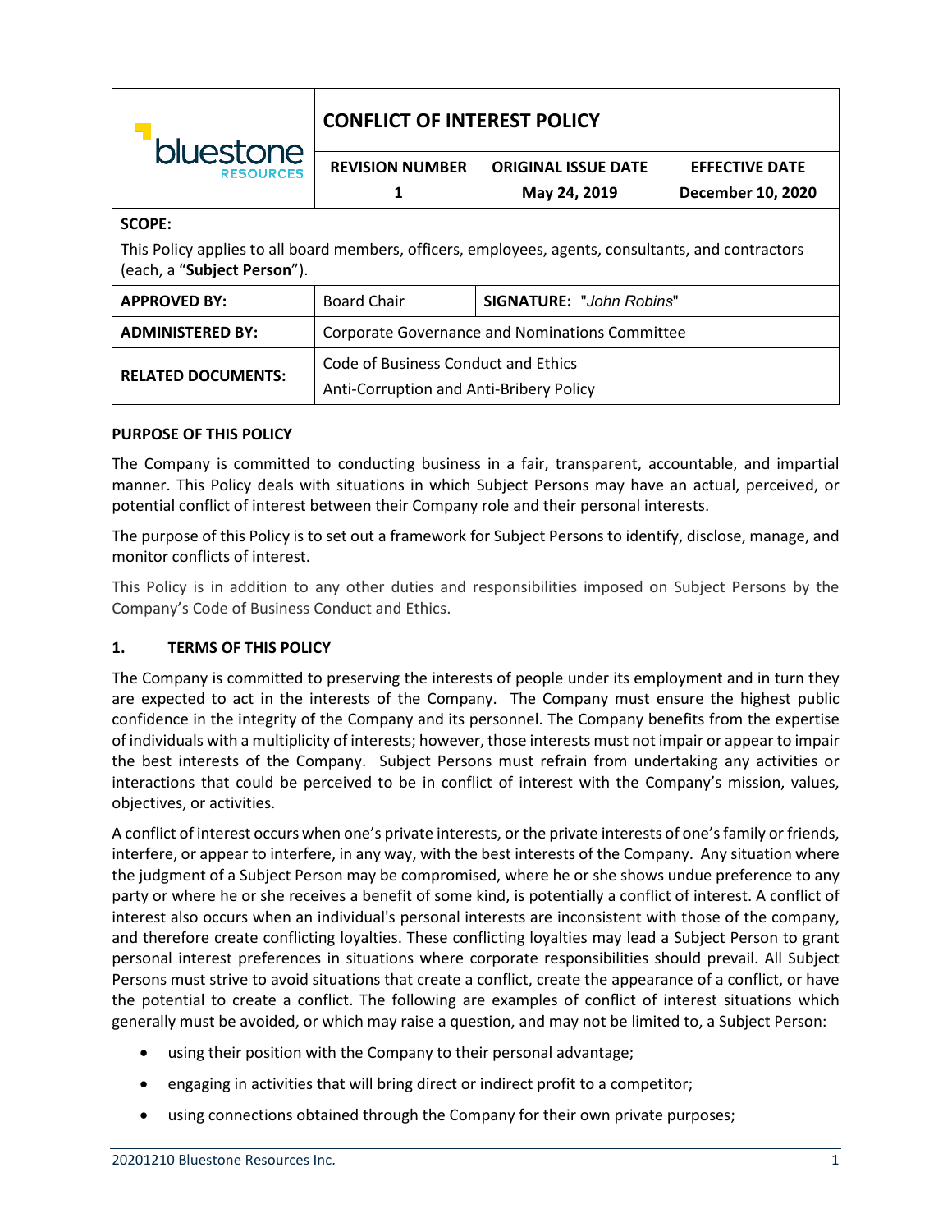| bluestone RESOURCES | CONFLICT OF INTEREST POLICY | | |
|---|---|---|---|
| | **REVISION NUMBER** 1 | **ORIGINAL ISSUE DATE** May 24, 2019 | **EFFECTIVE DATE** December 10, 2020 |

**SCOPE:**

This Policy applies to all board members, officers, employees, agents, consultants, and contractors (each, a "**Subject Person**").

| **APPROVED BY:** | Board Chair | **SIGNATURE:** "*John Robins*" |
|---|---|---|
| **ADMINISTERED BY:** | Corporate Governance and Nominations Committee | |
| **RELATED DOCUMENTS:** | Code of Business Conduct and Ethics<br>Anti-Corruption and Anti-Bribery Policy | |

**PURPOSE OF THIS POLICY**

The Company is committed to conducting business in a fair, transparent, accountable, and impartial manner. This Policy deals with situations in which Subject Persons may have an actual, perceived, or potential conflict of interest between their Company role and their personal interests.

The purpose of this Policy is to set out a framework for Subject Persons to identify, disclose, manage, and monitor conflicts of interest.

This Policy is in addition to any other duties and responsibilities imposed on Subject Persons by the Company's Code of Business Conduct and Ethics.

## 1. TERMS OF THIS POLICY

The Company is committed to preserving the interests of people under its employment and in turn they are expected to act in the interests of the Company. The Company must ensure the highest public confidence in the integrity of the Company and its personnel. The Company benefits from the expertise of individuals with a multiplicity of interests; however, those interests must not impair or appear to impair the best interests of the Company. Subject Persons must refrain from undertaking any activities or interactions that could be perceived to be in conflict of interest with the Company's mission, values, objectives, or activities.

A conflict of interest occurs when one's private interests, or the private interests of one's family or friends, interfere, or appear to interfere, in any way, with the best interests of the Company. Any situation where the judgment of a Subject Person may be compromised, where he or she shows undue preference to any party or where he or she receives a benefit of some kind, is potentially a conflict of interest. A conflict of interest also occurs when an individual's personal interests are inconsistent with those of the company, and therefore create conflicting loyalties. These conflicting loyalties may lead a Subject Person to grant personal interest preferences in situations where corporate responsibilities should prevail. All Subject Persons must strive to avoid situations that create a conflict, create the appearance of a conflict, or have the potential to create a conflict. The following are examples of conflict of interest situations which generally must be avoided, or which may raise a question, and may not be limited to, a Subject Person:

- using their position with the Company to their personal advantage;
- engaging in activities that will bring direct or indirect profit to a competitor;
- using connections obtained through the Company for their own private purposes;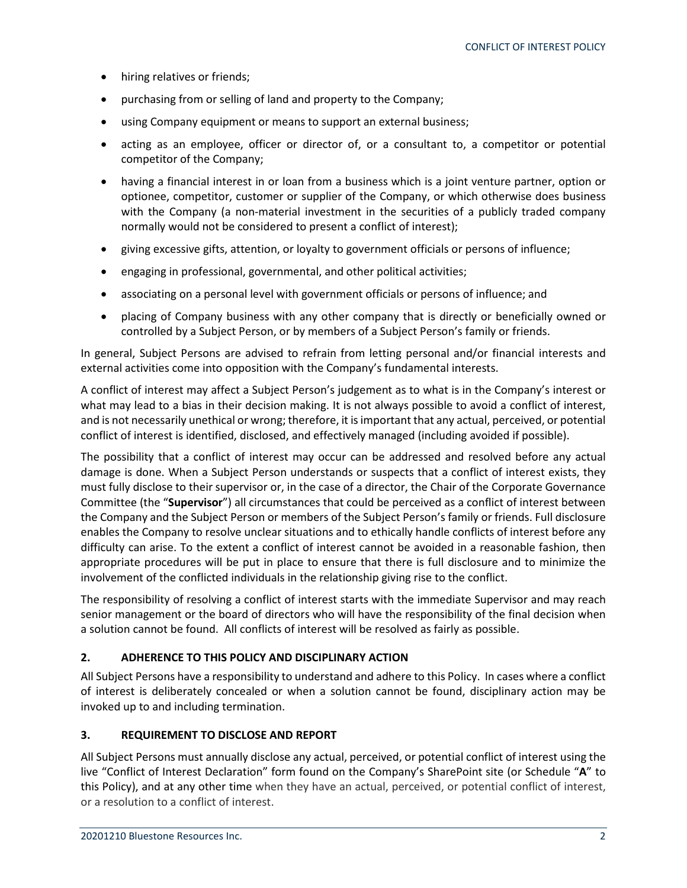- hiring relatives or friends;
- purchasing from or selling of land and property to the Company;
- using Company equipment or means to support an external business;
- acting as an employee, officer or director of, or a consultant to, a competitor or potential competitor of the Company;
- having a financial interest in or loan from a business which is a joint venture partner, option or optionee, competitor, customer or supplier of the Company, or which otherwise does business with the Company (a non-material investment in the securities of a publicly traded company normally would not be considered to present a conflict of interest);
- giving excessive gifts, attention, or loyalty to government officials or persons of influence;
- engaging in professional, governmental, and other political activities;
- associating on a personal level with government officials or persons of influence; and
- placing of Company business with any other company that is directly or beneficially owned or controlled by a Subject Person, or by members of a Subject Person's family or friends.

In general, Subject Persons are advised to refrain from letting personal and/or financial interests and external activities come into opposition with the Company's fundamental interests.

A conflict of interest may affect a Subject Person's judgement as to what is in the Company's interest or what may lead to a bias in their decision making. It is not always possible to avoid a conflict of interest, and is not necessarily unethical or wrong; therefore, it is important that any actual, perceived, or potential conflict of interest is identified, disclosed, and effectively managed (including avoided if possible).

The possibility that a conflict of interest may occur can be addressed and resolved before any actual damage is done. When a Subject Person understands or suspects that a conflict of interest exists, they must fully disclose to their supervisor or, in the case of a director, the Chair of the Corporate Governance Committee (the "**Supervisor**") all circumstances that could be perceived as a conflict of interest between the Company and the Subject Person or members of the Subject Person's family or friends. Full disclosure enables the Company to resolve unclear situations and to ethically handle conflicts of interest before any difficulty can arise. To the extent a conflict of interest cannot be avoided in a reasonable fashion, then appropriate procedures will be put in place to ensure that there is full disclosure and to minimize the involvement of the conflicted individuals in the relationship giving rise to the conflict.

The responsibility of resolving a conflict of interest starts with the immediate Supervisor and may reach senior management or the board of directors who will have the responsibility of the final decision when a solution cannot be found. All conflicts of interest will be resolved as fairly as possible.

## 2. ADHERENCE TO THIS POLICY AND DISCIPLINARY ACTION

All Subject Persons have a responsibility to understand and adhere to this Policy. In cases where a conflict of interest is deliberately concealed or when a solution cannot be found, disciplinary action may be invoked up to and including termination.

## 3. REQUIREMENT TO DISCLOSE AND REPORT

All Subject Persons must annually disclose any actual, perceived, or potential conflict of interest using the live "Conflict of Interest Declaration" form found on the Company's SharePoint site (or Schedule "**A**" to this Policy), and at any other time when they have an actual, perceived, or potential conflict of interest, or a resolution to a conflict of interest.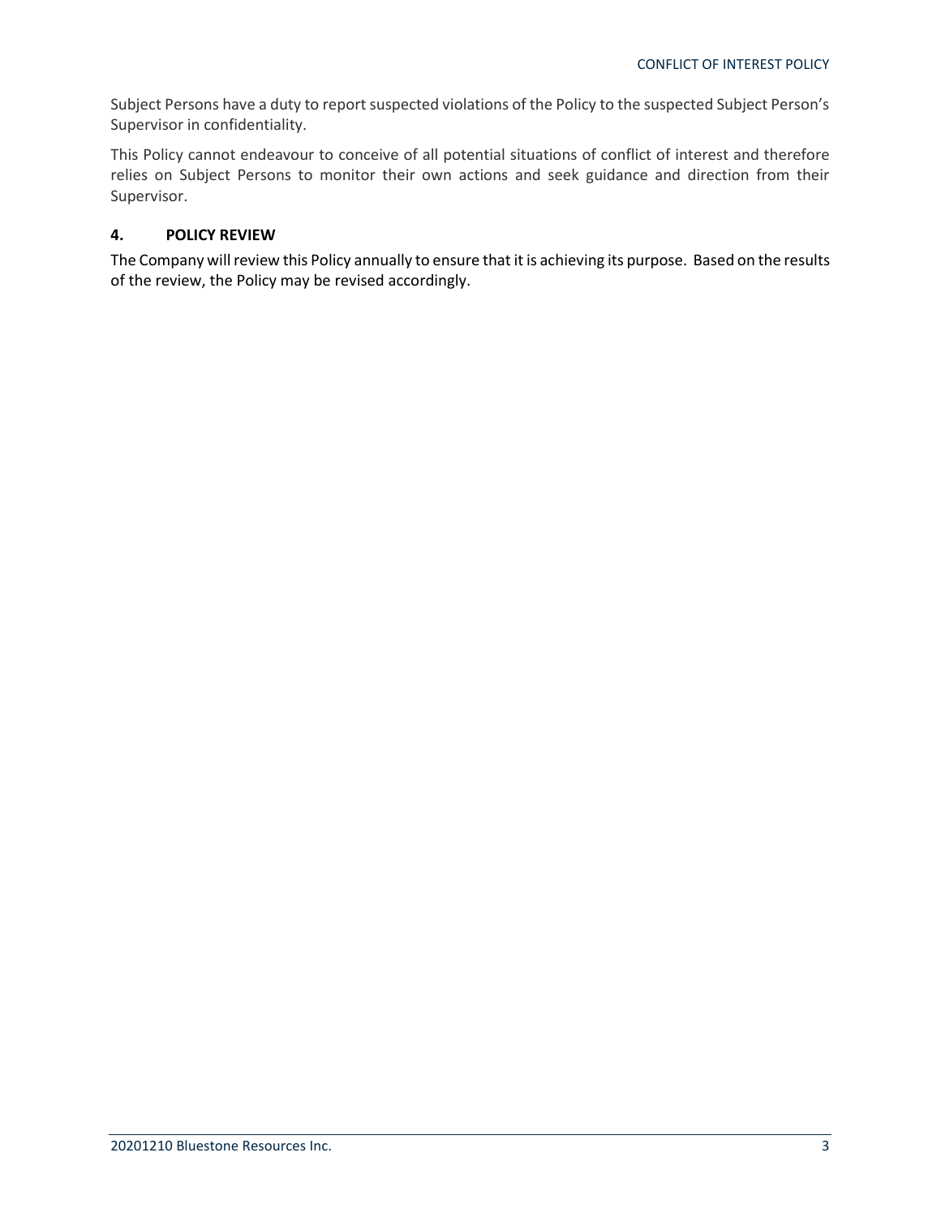Subject Persons have a duty to report suspected violations of the Policy to the suspected Subject Person's Supervisor in confidentiality.

This Policy cannot endeavour to conceive of all potential situations of conflict of interest and therefore relies on Subject Persons to monitor their own actions and seek guidance and direction from their Supervisor.

## 4. POLICY REVIEW

The Company will review this Policy annually to ensure that it is achieving its purpose. Based on the results of the review, the Policy may be revised accordingly.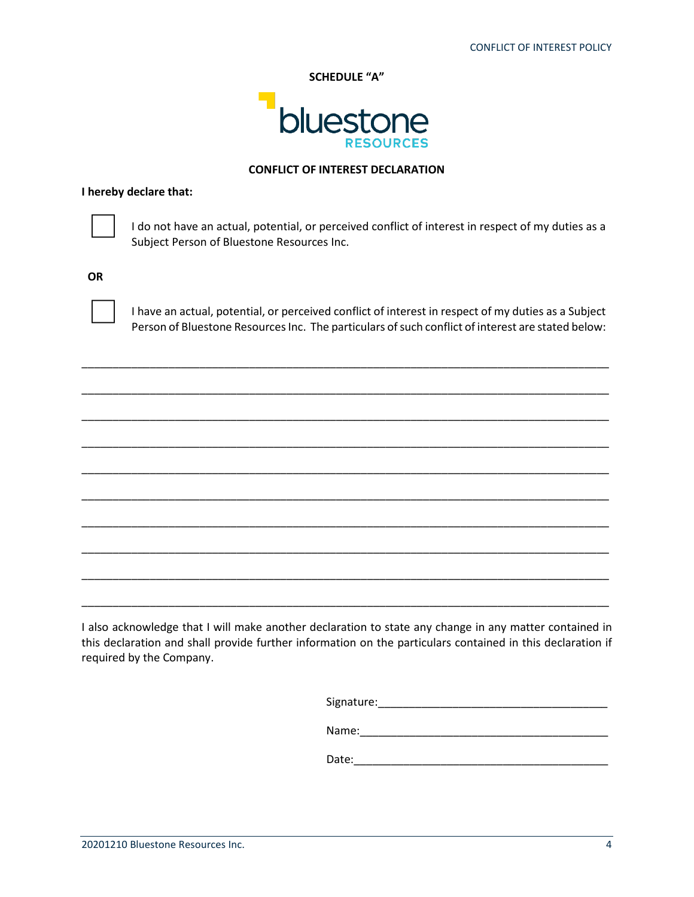**SCHEDULE "A"**

**CONFLICT OF INTEREST DECLARATION**

**I hereby declare that:**

☐ I do not have an actual, potential, or perceived conflict of interest in respect of my duties as a Subject Person of Bluestone Resources Inc.

**OR**

☐ I have an actual, potential, or perceived conflict of interest in respect of my duties as a Subject Person of Bluestone Resources Inc. The particulars of such conflict of interest are stated below:

____________________________________________________________________________________

____________________________________________________________________________________

____________________________________________________________________________________

____________________________________________________________________________________

____________________________________________________________________________________

____________________________________________________________________________________

____________________________________________________________________________________

____________________________________________________________________________________

____________________________________________________________________________________

____________________________________________________________________________________

I also acknowledge that I will make another declaration to state any change in any matter contained in this declaration and shall provide further information on the particulars contained in this declaration if required by the Company.

Signature:_____________________________________

Name:________________________________________

Date:_________________________________________